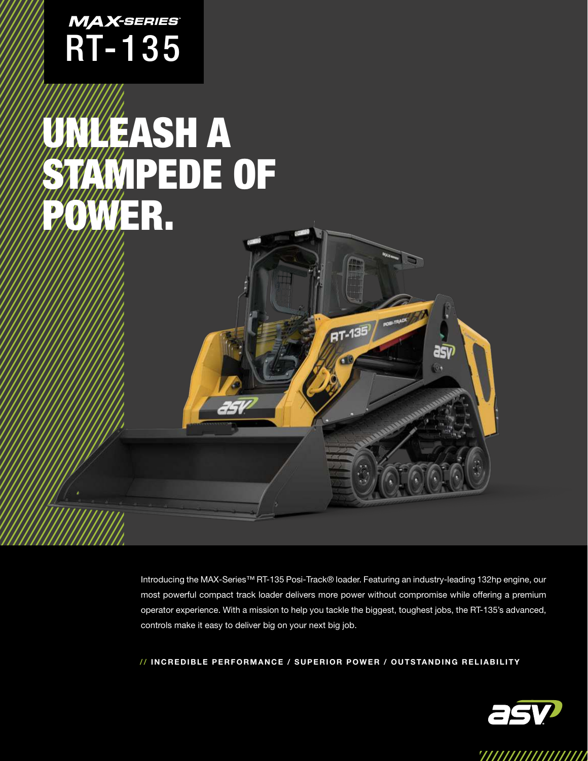MAX-SERIES

# RT-135

# UNLEASH A STAMPEDE OF POWER.

Introducing the MAX-Series™ RT-135 Posi-Track® loader. Featuring an industry-leading 132hp engine, our most powerful compact track loader delivers more power without compromise while offering a premium operator experience. With a mission to help you tackle the biggest, toughest jobs, the RT-135's advanced, controls make it easy to deliver big on your next big job.

**// INCREDIBLE PERFORMANCE / SUPERIOR POWER / OUTSTANDING RELIABILITY**

asv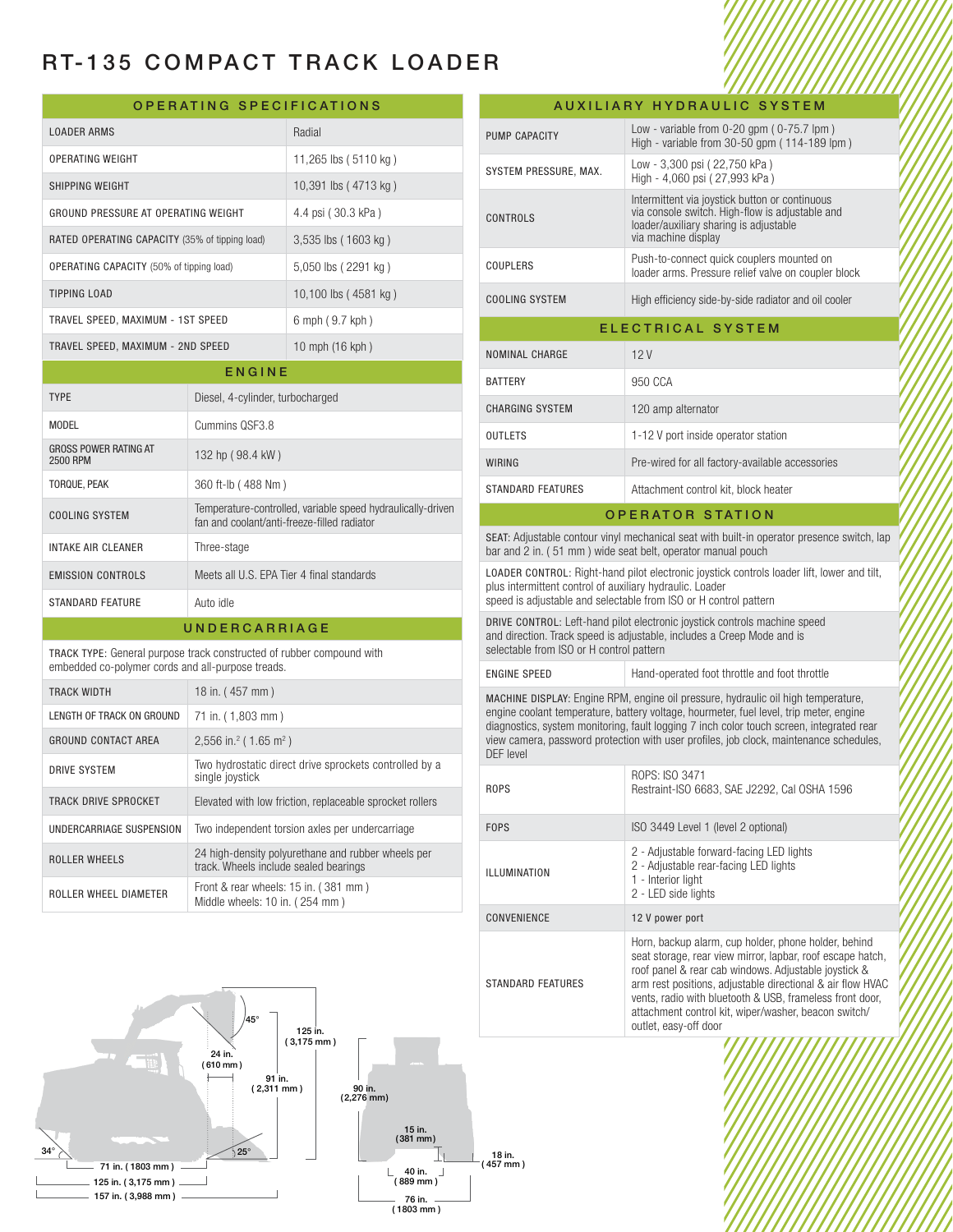# RT-135 COMPACT TRACK LOADER

## OPERATING SPECIFICATIONS

| | |
|---|---|
| LOADER ARMS | Radial |
| OPERATING WEIGHT | 11,265 lbs ( 5110 kg ) |
| SHIPPING WEIGHT | 10,391 lbs ( 4713 kg ) |
| GROUND PRESSURE AT OPERATING WEIGHT | 4.4 psi ( 30.3 kPa ) |
| RATED OPERATING CAPACITY (35% of tipping load) | 3,535 lbs ( 1603 kg ) |
| OPERATING CAPACITY (50% of tipping load) | 5,050 lbs ( 2291 kg ) |
| TIPPING LOAD | 10,100 lbs ( 4581 kg ) |
| TRAVEL SPEED, MAXIMUM - 1ST SPEED | 6 mph ( 9.7 kph ) |
| TRAVEL SPEED, MAXIMUM - 2ND SPEED | 10 mph (16 kph ) |

## ENGINE

| | |
|---|---|
| TYPE | Diesel, 4-cylinder, turbocharged |
| MODEL | Cummins QSF3.8 |
| GROSS POWER RATING AT 2500 RPM | 132 hp ( 98.4 kW ) |
| TORQUE, PEAK | 360 ft-lb ( 488 Nm ) |
| COOLING SYSTEM | Temperature-controlled, variable speed hydraulically-driven fan and coolant/anti-freeze-filled radiator |
| INTAKE AIR CLEANER | Three-stage |
| EMISSION CONTROLS | Meets all U.S. EPA Tier 4 final standards |
| STANDARD FEATURE | Auto idle |

## UNDERCARRIAGE

TRACK TYPE: General purpose track constructed of rubber compound with embedded co-polymer cords and all-purpose treads.

| | |
|---|---|
| TRACK WIDTH | 18 in. ( 457 mm ) |
| LENGTH OF TRACK ON GROUND | 71 in. ( 1,803 mm ) |
| GROUND CONTACT AREA | 2,556 in.$^2$ ( 1.65 m$^2$ ) |
| DRIVE SYSTEM | Two hydrostatic direct drive sprockets controlled by a single joystick |
| TRACK DRIVE SPROCKET | Elevated with low friction, replaceable sprocket rollers |
| UNDERCARRIAGE SUSPENSION | Two independent torsion axles per undercarriage |
| ROLLER WHEELS | 24 high-density polyurethane and rubber wheels per track. Wheels include sealed bearings |
| ROLLER WHEEL DIAMETER | Front & rear wheels: 15 in. ( 381 mm ) Middle wheels: 10 in. ( 254 mm ) |

45°
125 in. ( 3,175 mm )
24 in. ( 610 mm )
91 in. ( 2,311 mm )
34°
25°
71 in. ( 1803 mm )
125 in. ( 3,175 mm )
157 in. ( 3,988 mm )
90 in. (2,276 mm)
15 in. ( 381 mm)
18 in. ( 457 mm )
40 in. ( 889 mm )
76 in. ( 1803 mm )

## AUXILIARY HYDRAULIC SYSTEM

| | |
|---|---|
| PUMP CAPACITY | Low - variable from 0-20 gpm ( 0-75.7 lpm ) High - variable from 30-50 gpm ( 114-189 lpm ) |
| SYSTEM PRESSURE, MAX. | Low - 3,300 psi ( 22,750 kPa ) High - 4,060 psi ( 27,993 kPa ) |
| CONTROLS | Intermittent via joystick button or continuous via console switch. High-flow is adjustable and loader/auxiliary sharing is adjustable via machine display |
| COUPLERS | Push-to-connect quick couplers mounted on loader arms. Pressure relief valve on coupler block |
| COOLING SYSTEM | High efficiency side-by-side radiator and oil cooler |

## ELECTRICAL SYSTEM

| | |
|---|---|
| NOMINAL CHARGE | 12 V |
| BATTERY | 950 CCA |
| CHARGING SYSTEM | 120 amp alternator |
| OUTLETS | 1-12 V port inside operator station |
| WIRING | Pre-wired for all factory-available accessories |
| STANDARD FEATURES | Attachment control kit, block heater |

## OPERATOR STATION

SEAT: Adjustable contour vinyl mechanical seat with built-in operator presence switch, lap bar and 2 in. ( 51 mm ) wide seat belt, operator manual pouch

LOADER CONTROL: Right-hand pilot electronic joystick controls loader lift, lower and tilt, plus intermittent control of auxiliary hydraulic. Loader speed is adjustable and selectable from ISO or H control pattern

DRIVE CONTROL: Left-hand pilot electronic joystick controls machine speed and direction. Track speed is adjustable, includes a Creep Mode and is selectable from ISO or H control pattern

| | |
|---|---|
| ENGINE SPEED | Hand-operated foot throttle and foot throttle |

MACHINE DISPLAY: Engine RPM, engine oil pressure, hydraulic oil high temperature, engine coolant temperature, battery voltage, hourmeter, fuel level, trip meter, engine diagnostics, system monitoring, fault logging 7 inch color touch screen, integrated rear view camera, password protection with user profiles, job clock, maintenance schedules, DEF level

| | |
|---|---|
| ROPS | ROPS: ISO 3471 Restraint-ISO 6683, SAE J2292, Cal OSHA 1596 |
| FOPS | ISO 3449 Level 1 (level 2 optional) |
| ILLUMINATION | 2 - Adjustable forward-facing LED lights 2 - Adjustable rear-facing LED lights 1 - Interior light 2 - LED side lights |
| CONVENIENCE | 12 V power port |
| STANDARD FEATURES | Horn, backup alarm, cup holder, phone holder, behind seat storage, rear view mirror, lapbar, roof escape hatch, roof panel & rear cab windows. Adjustable joystick & arm rest positions, adjustable directional & air flow HVAC vents, radio with bluetooth & USB, frameless front door, attachment control kit, wiper/washer, beacon switch/ outlet, easy-off door |